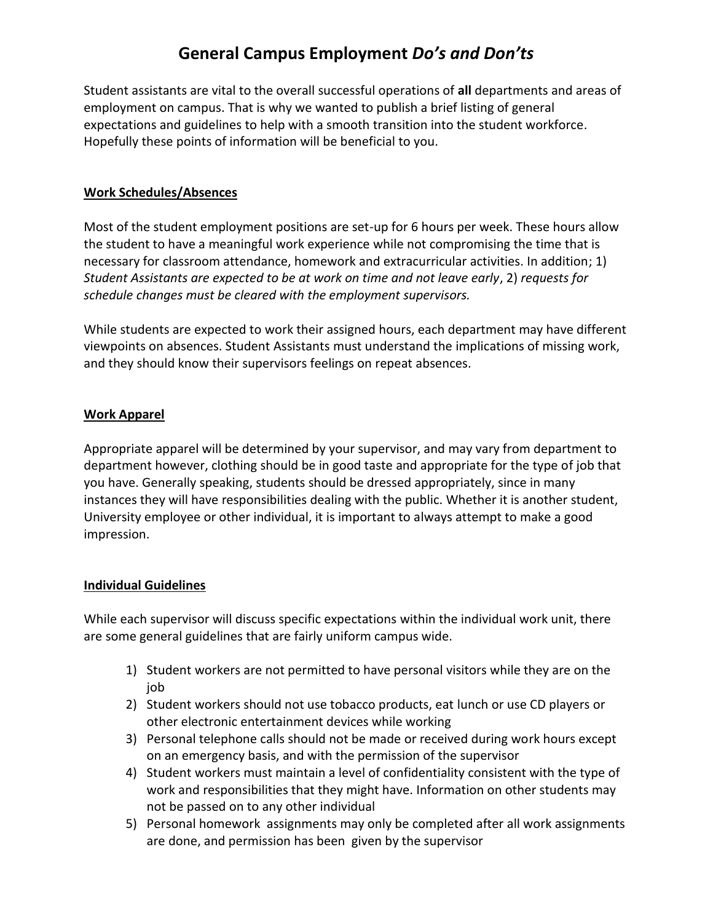# General Campus Employment *Do's and Don'ts*

Student assistants are vital to the overall successful operations of **all** departments and areas of employment on campus. That is why we wanted to publish a brief listing of general expectations and guidelines to help with a smooth transition into the student workforce. Hopefully these points of information will be beneficial to you.

## Work Schedules/Absences

Most of the student employment positions are set-up for 6 hours per week. These hours allow the student to have a meaningful work experience while not compromising the time that is necessary for classroom attendance, homework and extracurricular activities. In addition; 1) *Student Assistants are expected to be at work on time and not leave early*, 2) *requests for schedule changes must be cleared with the employment supervisors.*

While students are expected to work their assigned hours, each department may have different viewpoints on absences. Student Assistants must understand the implications of missing work, and they should know their supervisors feelings on repeat absences.

## Work Apparel

Appropriate apparel will be determined by your supervisor, and may vary from department to department however, clothing should be in good taste and appropriate for the type of job that you have. Generally speaking, students should be dressed appropriately, since in many instances they will have responsibilities dealing with the public. Whether it is another student, University employee or other individual, it is important to always attempt to make a good impression.

## Individual Guidelines

While each supervisor will discuss specific expectations within the individual work unit, there are some general guidelines that are fairly uniform campus wide.

1) Student workers are not permitted to have personal visitors while they are on the job
2) Student workers should not use tobacco products, eat lunch or use CD players or other electronic entertainment devices while working
3) Personal telephone calls should not be made or received during work hours except on an emergency basis, and with the permission of the supervisor
4) Student workers must maintain a level of confidentiality consistent with the type of work and responsibilities that they might have. Information on other students may not be passed on to any other individual
5) Personal homework assignments may only be completed after all work assignments are done, and permission has been given by the supervisor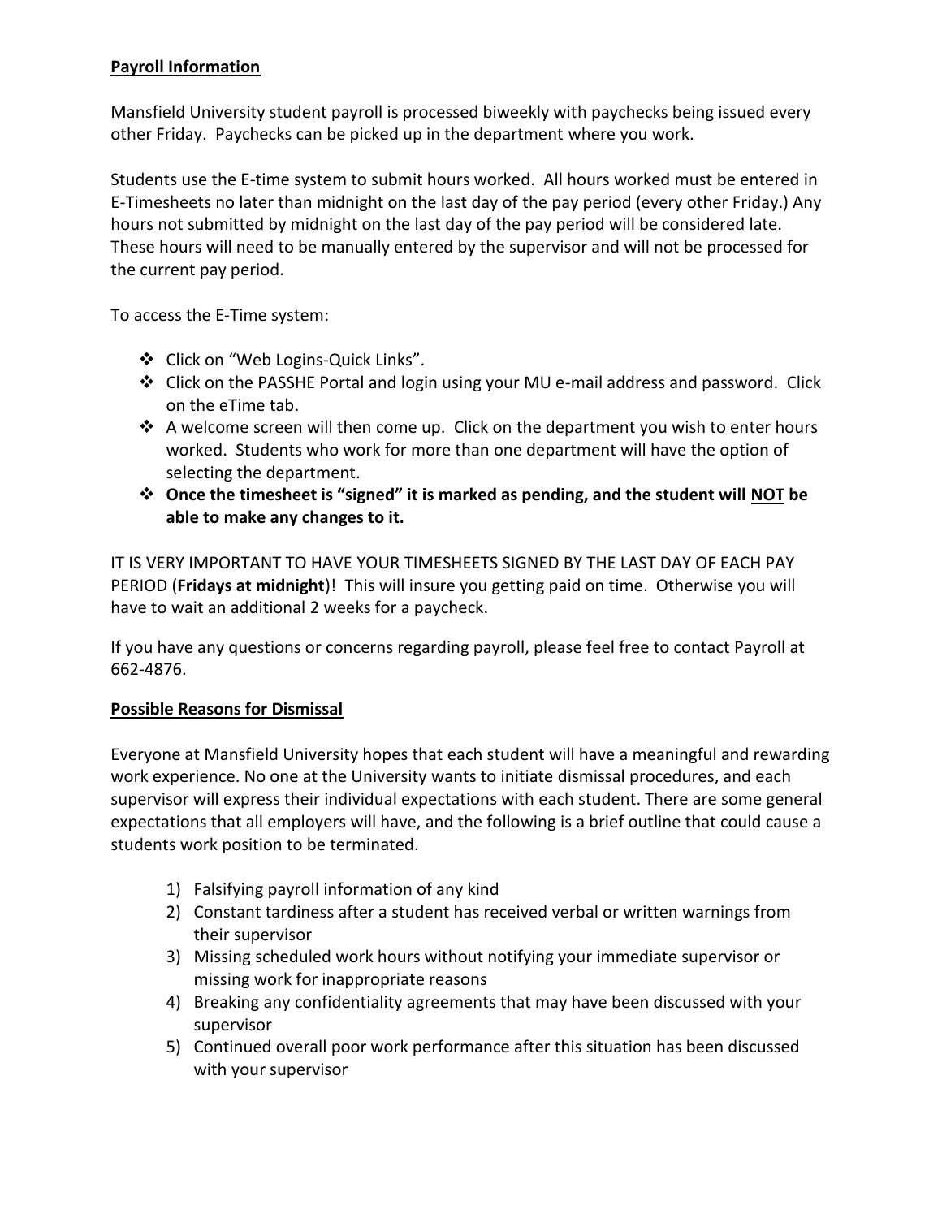## Payroll Information

Mansfield University student payroll is processed biweekly with paychecks being issued every other Friday. Paychecks can be picked up in the department where you work.

Students use the E-time system to submit hours worked. All hours worked must be entered in E-Timesheets no later than midnight on the last day of the pay period (every other Friday.) Any hours not submitted by midnight on the last day of the pay period will be considered late. These hours will need to be manually entered by the supervisor and will not be processed for the current pay period.

To access the E-Time system:

- Click on "Web Logins-Quick Links".
- Click on the PASSHE Portal and login using your MU e-mail address and password. Click on the eTime tab.
- A welcome screen will then come up. Click on the department you wish to enter hours worked. Students who work for more than one department will have the option of selecting the department.
- **Once the timesheet is "signed" it is marked as pending, and the student will NOT be able to make any changes to it.**

IT IS VERY IMPORTANT TO HAVE YOUR TIMESHEETS SIGNED BY THE LAST DAY OF EACH PAY PERIOD (**Fridays at midnight**)! This will insure you getting paid on time. Otherwise you will have to wait an additional 2 weeks for a paycheck.

If you have any questions or concerns regarding payroll, please feel free to contact Payroll at 662-4876.

## Possible Reasons for Dismissal

Everyone at Mansfield University hopes that each student will have a meaningful and rewarding work experience. No one at the University wants to initiate dismissal procedures, and each supervisor will express their individual expectations with each student. There are some general expectations that all employers will have, and the following is a brief outline that could cause a students work position to be terminated.

1) Falsifying payroll information of any kind
2) Constant tardiness after a student has received verbal or written warnings from their supervisor
3) Missing scheduled work hours without notifying your immediate supervisor or missing work for inappropriate reasons
4) Breaking any confidentiality agreements that may have been discussed with your supervisor
5) Continued overall poor work performance after this situation has been discussed with your supervisor